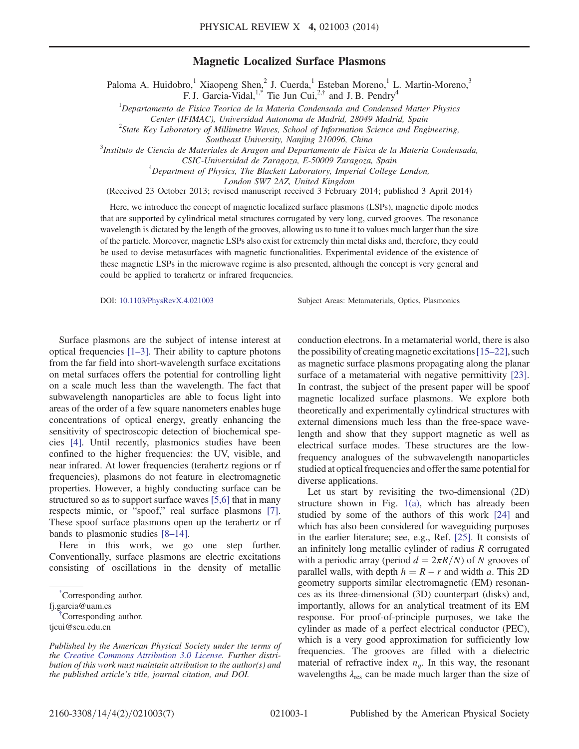# Magnetic Localized Surface Plasmons

Paloma A. Huidobro,[1] Xiaopeng Shen,[2] J. Cuerda,[1] Esteban Moreno,[1] L. Martin-Moreno,[3] F. J. Garcia-Vidal,[1,*] Tie Jun Cui,[2,†] and J. B. Pendry[4]

[1]*Departamento de Fisica Teorica de la Materia Condensada and Condensed Matter Physics Center (IFIMAC), Universidad Autonoma de Madrid, 28049 Madrid, Spain*

[2]*State Key Laboratory of Millimetre Waves, School of Information Science and Engineering, Southeast University, Nanjing 210096, China*

[3]*Instituto de Ciencia de Materiales de Aragon and Departamento de Fisica de la Materia Condensada, CSIC-Universidad de Zaragoza, E-50009 Zaragoza, Spain*

[4]*Department of Physics, The Blackett Laboratory, Imperial College London, London SW7 2AZ, United Kingdom*

(Received 23 October 2013; revised manuscript received 3 February 2014; published 3 April 2014)

Here, we introduce the concept of magnetic localized surface plasmons (LSPs), magnetic dipole modes that are supported by cylindrical metal structures corrugated by very long, curved grooves. The resonance wavelength is dictated by the length of the grooves, allowing us to tune it to values much larger than the size of the particle. Moreover, magnetic LSPs also exist for extremely thin metal disks and, therefore, they could be used to devise metasurfaces with magnetic functionalities. Experimental evidence of the existence of these magnetic LSPs in the microwave regime is also presented, although the concept is very general and could be applied to terahertz or infrared frequencies.

DOI: 10.1103/PhysRevX.4.021003 Subject Areas: Metamaterials, Optics, Plasmonics

Surface plasmons are the subject of intense interest at optical frequencies [1–3]. Their ability to capture photons from the far field into short-wavelength surface excitations on metal surfaces offers the potential for controlling light on a scale much less than the wavelength. The fact that subwavelength nanoparticles are able to focus light into areas of the order of a few square nanometers enables huge concentrations of optical energy, greatly enhancing the sensitivity of spectroscopic detection of biochemical species [4]. Until recently, plasmonics studies have been confined to the higher frequencies: the UV, visible, and near infrared. At lower frequencies (terahertz regions or rf frequencies), plasmons do not feature in electromagnetic properties. However, a highly conducting surface can be structured so as to support surface waves [5,6] that in many respects mimic, or "spoof," real surface plasmons [7]. These spoof surface plasmons open up the terahertz or rf bands to plasmonic studies [8–14].

Here in this work, we go one step further. Conventionally, surface plasmons are electric excitations consisting of oscillations in the density of metallic conduction electrons. In a metamaterial world, there is also the possibility of creating magnetic excitations [15–22], such as magnetic surface plasmons propagating along the planar surface of a metamaterial with negative permittivity [23]. In contrast, the subject of the present paper will be spoof magnetic localized surface plasmons. We explore both theoretically and experimentally cylindrical structures with external dimensions much less than the free-space wavelength and show that they support magnetic as well as electrical surface modes. These structures are the low-frequency analogues of the subwavelength nanoparticles studied at optical frequencies and offer the same potential for diverse applications.

Let us start by revisiting the two-dimensional (2D) structure shown in Fig. 1(a), which has already been studied by some of the authors of this work [24] and which has also been considered for waveguiding purposes in the earlier literature; see, e.g., Ref. [25]. It consists of an infinitely long metallic cylinder of radius $R$ corrugated with a periodic array (period $d = 2\pi R/N$) of $N$ grooves of parallel walls, with depth $h = R - r$ and width $a$. This 2D geometry supports similar electromagnetic (EM) resonances as its three-dimensional (3D) counterpart (disks) and, importantly, allows for an analytical treatment of its EM response. For proof-of-principle purposes, we take the cylinder as made of a perfect electrical conductor (PEC), which is a very good approximation for sufficiently low frequencies. The grooves are filled with a dielectric material of refractive index $n_g$. In this way, the resonant wavelengths $\lambda_{\mathrm{res}}$ can be made much larger than the size of

*Corresponding author.
fj.garcia@uam.es

†Corresponding author.
tjcui@seu.edu.cn

*Published by the American Physical Society under the terms of the Creative Commons Attribution 3.0 License. Further distribution of this work must maintain attribution to the author(s) and the published article's title, journal citation, and DOI.*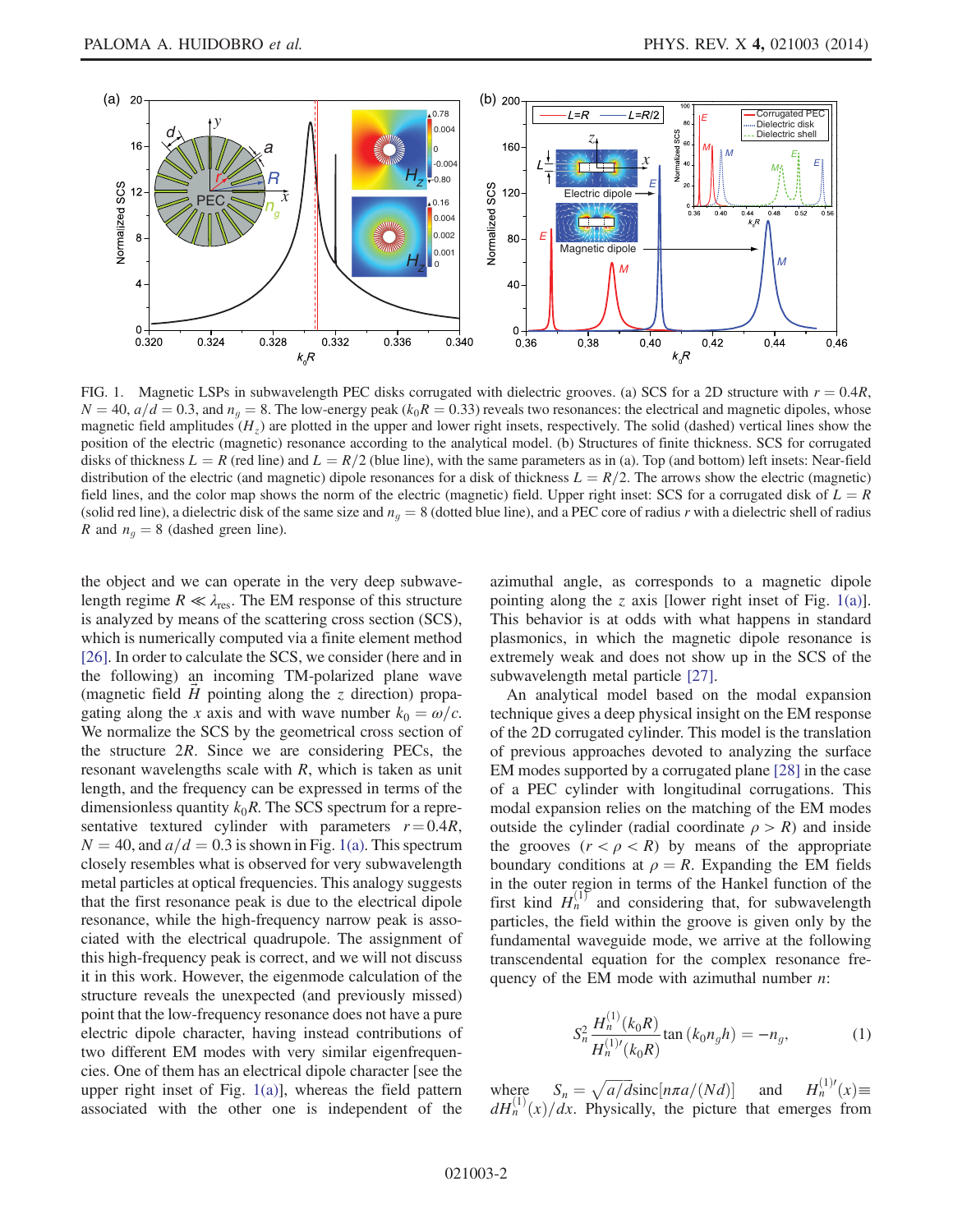FIG. 1. Magnetic LSPs in subwavelength PEC disks corrugated with dielectric grooves. (a) SCS for a 2D structure with $r = 0.4R$, $N = 40$, $a/d = 0.3$, and $n_g = 8$. The low-energy peak ($k_0R = 0.33$) reveals two resonances: the electrical and magnetic dipoles, whose magnetic field amplitudes ($H_z$) are plotted in the upper and lower right insets, respectively. The solid (dashed) vertical lines show the position of the electric (magnetic) resonance according to the analytical model. (b) Structures of finite thickness. SCS for corrugated disks of thickness $L = R$ (red line) and $L = R/2$ (blue line), with the same parameters as in (a). Top (and bottom) left insets: Near-field distribution of the electric (and magnetic) dipole resonances for a disk of thickness $L = R/2$. The arrows show the electric (magnetic) field lines, and the color map shows the norm of the electric (magnetic) field. Upper right inset: SCS for a corrugated disk of $L = R$ (solid red line), a dielectric disk of the same size and $n_g = 8$ (dotted blue line), and a PEC core of radius $r$ with a dielectric shell of radius $R$ and $n_g = 8$ (dashed green line).

the object and we can operate in the very deep subwavelength regime $R \ll \lambda_{\text{res}}$. The EM response of this structure is analyzed by means of the scattering cross section (SCS), which is numerically computed via a finite element method [26]. In order to calculate the SCS, we consider (here and in the following) an incoming TM-polarized plane wave (magnetic field $\vec{H}$ pointing along the $z$ direction) propagating along the $x$ axis and with wave number $k_0 = \omega/c$. We normalize the SCS by the geometrical cross section of the structure $2R$. Since we are considering PECs, the resonant wavelengths scale with $R$, which is taken as unit length, and the frequency can be expressed in terms of the dimensionless quantity $k_0R$. The SCS spectrum for a representative textured cylinder with parameters $r = 0.4R$, $N = 40$, and $a/d = 0.3$ is shown in Fig. 1(a). This spectrum closely resembles what is observed for very subwavelength metal particles at optical frequencies. This analogy suggests that the first resonance peak is due to the electrical dipole resonance, while the high-frequency narrow peak is associated with the electrical quadrupole. The assignment of this high-frequency peak is correct, and we will not discuss it in this work. However, the eigenmode calculation of the structure reveals the unexpected (and previously missed) point that the low-frequency resonance does not have a pure electric dipole character, having instead contributions of two different EM modes with very similar eigenfrequencies. One of them has an electrical dipole character [see the upper right inset of Fig. 1(a)], whereas the field pattern associated with the other one is independent of the azimuthal angle, as corresponds to a magnetic dipole pointing along the $z$ axis [lower right inset of Fig. 1(a)]. This behavior is at odds with what happens in standard plasmonics, in which the magnetic dipole resonance is extremely weak and does not show up in the SCS of the subwavelength metal particle [27].

An analytical model based on the modal expansion technique gives a deep physical insight on the EM response of the 2D corrugated cylinder. This model is the translation of previous approaches devoted to analyzing the surface EM modes supported by a corrugated plane [28] in the case of a PEC cylinder with longitudinal corrugations. This modal expansion relies on the matching of the EM modes outside the cylinder (radial coordinate $\rho > R$) and inside the grooves ($r < \rho < R$) by means of the appropriate boundary conditions at $\rho = R$. Expanding the EM fields in the outer region in terms of the Hankel function of the first kind $H_n^{(1)}$ and considering that, for subwavelength particles, the field within the groove is given only by the fundamental waveguide mode, we arrive at the following transcendental equation for the complex resonance frequency of the EM mode with azimuthal number $n$:

$$S_n^2 \frac{H_n^{(1)}(k_0R)}{H_n^{(1)\prime}(k_0R)} \tan(k_0 n_g h) = -n_g, \tag{1}$$

where $S_n = \sqrt{a/d}\,\text{sinc}[n\pi a/(Nd)]$ and $H_n^{(1)\prime}(x) \equiv dH_n^{(1)}(x)/dx$. Physically, the picture that emerges from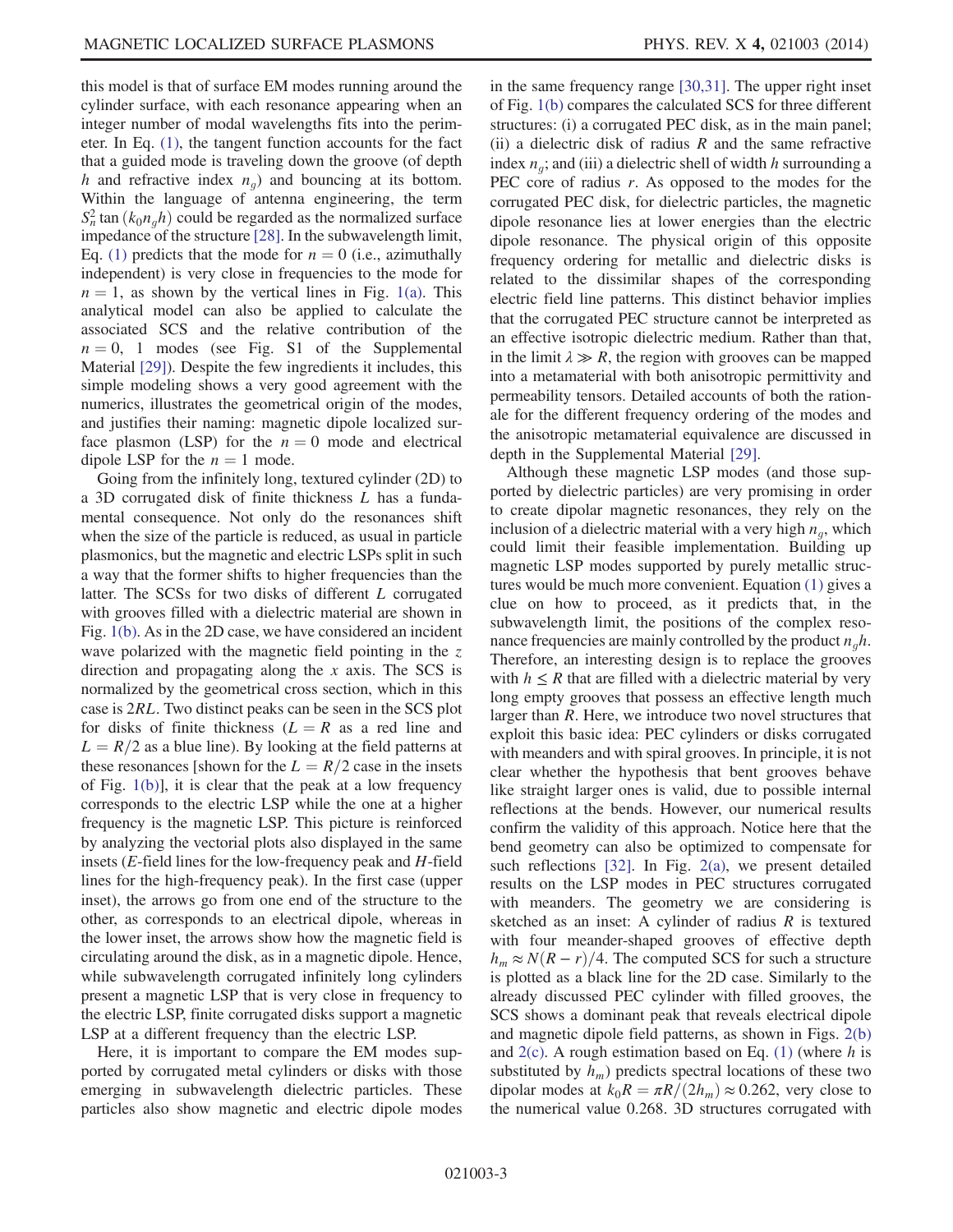this model is that of surface EM modes running around the cylinder surface, with each resonance appearing when an integer number of modal wavelengths fits into the perimeter. In Eq. (1), the tangent function accounts for the fact that a guided mode is traveling down the groove (of depth $h$ and refractive index $n_g$) and bouncing at its bottom. Within the language of antenna engineering, the term $S_n^2 \tan(k_0 n_g h)$ could be regarded as the normalized surface impedance of the structure [28]. In the subwavelength limit, Eq. (1) predicts that the mode for $n = 0$ (i.e., azimuthally independent) is very close in frequencies to the mode for $n = 1$, as shown by the vertical lines in Fig. 1(a). This analytical model can also be applied to calculate the associated SCS and the relative contribution of the $n = 0$, 1 modes (see Fig. S1 of the Supplemental Material [29]). Despite the few ingredients it includes, this simple modeling shows a very good agreement with the numerics, illustrates the geometrical origin of the modes, and justifies their naming: magnetic dipole localized surface plasmon (LSP) for the $n = 0$ mode and electrical dipole LSP for the $n = 1$ mode.

Going from the infinitely long, textured cylinder (2D) to a 3D corrugated disk of finite thickness $L$ has a fundamental consequence. Not only do the resonances shift when the size of the particle is reduced, as usual in particle plasmonics, but the magnetic and electric LSPs split in such a way that the former shifts to higher frequencies than the latter. The SCSs for two disks of different $L$ corrugated with grooves filled with a dielectric material are shown in Fig. 1(b). As in the 2D case, we have considered an incident wave polarized with the magnetic field pointing in the $z$ direction and propagating along the $x$ axis. The SCS is normalized by the geometrical cross section, which in this case is $2RL$. Two distinct peaks can be seen in the SCS plot for disks of finite thickness ($L = R$ as a red line and $L = R/2$ as a blue line). By looking at the field patterns at these resonances [shown for the $L = R/2$ case in the insets of Fig. 1(b)], it is clear that the peak at a low frequency corresponds to the electric LSP while the one at a higher frequency is the magnetic LSP. This picture is reinforced by analyzing the vectorial plots also displayed in the same insets ($E$-field lines for the low-frequency peak and $H$-field lines for the high-frequency peak). In the first case (upper inset), the arrows go from one end of the structure to the other, as corresponds to an electrical dipole, whereas in the lower inset, the arrows show how the magnetic field is circulating around the disk, as in a magnetic dipole. Hence, while subwavelength corrugated infinitely long cylinders present a magnetic LSP that is very close in frequency to the electric LSP, finite corrugated disks support a magnetic LSP at a different frequency than the electric LSP.

Here, it is important to compare the EM modes supported by corrugated metal cylinders or disks with those emerging in subwavelength dielectric particles. These particles also show magnetic and electric dipole modes in the same frequency range [30,31]. The upper right inset of Fig. 1(b) compares the calculated SCS for three different structures: (i) a corrugated PEC disk, as in the main panel; (ii) a dielectric disk of radius $R$ and the same refractive index $n_g$; and (iii) a dielectric shell of width $h$ surrounding a PEC core of radius $r$. As opposed to the modes for the corrugated PEC disk, for dielectric particles, the magnetic dipole resonance lies at lower energies than the electric dipole resonance. The physical origin of this opposite frequency ordering for metallic and dielectric disks is related to the dissimilar shapes of the corresponding electric field line patterns. This distinct behavior implies that the corrugated PEC structure cannot be interpreted as an effective isotropic dielectric medium. Rather than that, in the limit $\lambda \gg R$, the region with grooves can be mapped into a metamaterial with both anisotropic permittivity and permeability tensors. Detailed accounts of both the rationale for the different frequency ordering of the modes and the anisotropic metamaterial equivalence are discussed in depth in the Supplemental Material [29].

Although these magnetic LSP modes (and those supported by dielectric particles) are very promising in order to create dipolar magnetic resonances, they rely on the inclusion of a dielectric material with a very high $n_g$, which could limit their feasible implementation. Building up magnetic LSP modes supported by purely metallic structures would be much more convenient. Equation (1) gives a clue on how to proceed, as it predicts that, in the subwavelength limit, the positions of the complex resonance frequencies are mainly controlled by the product $n_g h$. Therefore, an interesting design is to replace the grooves with $h \leq R$ that are filled with a dielectric material by very long empty grooves that possess an effective length much larger than $R$. Here, we introduce two novel structures that exploit this basic idea: PEC cylinders or disks corrugated with meanders and with spiral grooves. In principle, it is not clear whether the hypothesis that bent grooves behave like straight larger ones is valid, due to possible internal reflections at the bends. However, our numerical results confirm the validity of this approach. Notice here that the bend geometry can also be optimized to compensate for such reflections [32]. In Fig. 2(a), we present detailed results on the LSP modes in PEC structures corrugated with meanders. The geometry we are considering is sketched as an inset: A cylinder of radius $R$ is textured with four meander-shaped grooves of effective depth $h_m \approx N(R - r)/4$. The computed SCS for such a structure is plotted as a black line for the 2D case. Similarly to the already discussed PEC cylinder with filled grooves, the SCS shows a dominant peak that reveals electrical dipole and magnetic dipole field patterns, as shown in Figs. 2(b) and 2(c). A rough estimation based on Eq. (1) (where $h$ is substituted by $h_m$) predicts spectral locations of these two dipolar modes at $k_0 R = \pi R/(2h_m) \approx 0.262$, very close to the numerical value 0.268. 3D structures corrugated with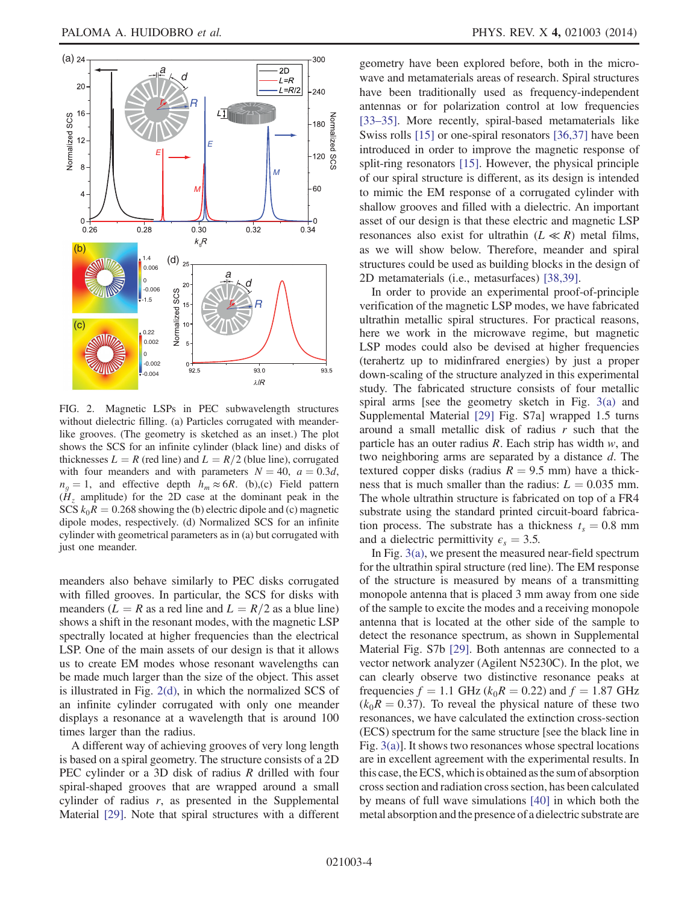FIG. 2. Magnetic LSPs in PEC subwavelength structures without dielectric filling. (a) Particles corrugated with meander-like grooves. (The geometry is sketched as an inset.) The plot shows the SCS for an infinite cylinder (black line) and disks of thicknesses $L = R$ (red line) and $L = R/2$ (blue line), corrugated with four meanders and with parameters $N = 40$, $a = 0.3d$, $n_g = 1$, and effective depth $h_m \approx 6R$. (b),(c) Field pattern ($H_z$ amplitude) for the 2D case at the dominant peak in the SCS $k_0R = 0.268$ showing the (b) electric dipole and (c) magnetic dipole modes, respectively. (d) Normalized SCS for an infinite cylinder with geometrical parameters as in (a) but corrugated with just one meander.

meanders also behave similarly to PEC disks corrugated with filled grooves. In particular, the SCS for disks with meanders ($L = R$ as a red line and $L = R/2$ as a blue line) shows a shift in the resonant modes, with the magnetic LSP spectrally located at higher frequencies than the electrical LSP. One of the main assets of our design is that it allows us to create EM modes whose resonant wavelengths can be made much larger than the size of the object. This asset is illustrated in Fig. 2(d), in which the normalized SCS of an infinite cylinder corrugated with only one meander displays a resonance at a wavelength that is around 100 times larger than the radius.

A different way of achieving grooves of very long length is based on a spiral geometry. The structure consists of a 2D PEC cylinder or a 3D disk of radius $R$ drilled with four spiral-shaped grooves that are wrapped around a small cylinder of radius $r$, as presented in the Supplemental Material [29]. Note that spiral structures with a different geometry have been explored before, both in the microwave and metamaterials areas of research. Spiral structures have been traditionally used as frequency-independent antennas or for polarization control at low frequencies [33–35]. More recently, spiral-based metamaterials like Swiss rolls [15] or one-spiral resonators [36,37] have been introduced in order to improve the magnetic response of split-ring resonators [15]. However, the physical principle of our spiral structure is different, as its design is intended to mimic the EM response of a corrugated cylinder with shallow grooves and filled with a dielectric. An important asset of our design is that these electric and magnetic LSP resonances also exist for ultrathin ($L \ll R$) metal films, as we will show below. Therefore, meander and spiral structures could be used as building blocks in the design of 2D metamaterials (i.e., metasurfaces) [38,39].

In order to provide an experimental proof-of-principle verification of the magnetic LSP modes, we have fabricated ultrathin metallic spiral structures. For practical reasons, here we work in the microwave regime, but magnetic LSP modes could also be devised at higher frequencies (terahertz up to midinfrared energies) by just a proper down-scaling of the structure analyzed in this experimental study. The fabricated structure consists of four metallic spiral arms [see the geometry sketch in Fig. 3(a) and Supplemental Material [29] Fig. S7a] wrapped 1.5 turns around a small metallic disk of radius $r$ such that the particle has an outer radius $R$. Each strip has width $w$, and two neighboring arms are separated by a distance $d$. The textured copper disks (radius $R = 9.5$ mm) have a thickness that is much smaller than the radius: $L = 0.035$ mm. The whole ultrathin structure is fabricated on top of a FR4 substrate using the standard printed circuit-board fabrication process. The substrate has a thickness $t_s = 0.8$ mm and a dielectric permittivity $\epsilon_s = 3.5$.

In Fig. 3(a), we present the measured near-field spectrum for the ultrathin spiral structure (red line). The EM response of the structure is measured by means of a transmitting monopole antenna that is placed 3 mm away from one side of the sample to excite the modes and a receiving monopole antenna that is located at the other side of the sample to detect the resonance spectrum, as shown in Supplemental Material Fig. S7b [29]. Both antennas are connected to a vector network analyzer (Agilent N5230C). In the plot, we can clearly observe two distinctive resonance peaks at frequencies $f = 1.1$ GHz ($k_0R = 0.22$) and $f = 1.87$ GHz ($k_0R = 0.37$). To reveal the physical nature of these two resonances, we have calculated the extinction cross-section (ECS) spectrum for the same structure [see the black line in Fig. 3(a)]. It shows two resonances whose spectral locations are in excellent agreement with the experimental results. In this case, the ECS, which is obtained as the sum of absorption cross section and radiation cross section, has been calculated by means of full wave simulations [40] in which both the metal absorption and the presence of a dielectric substrate are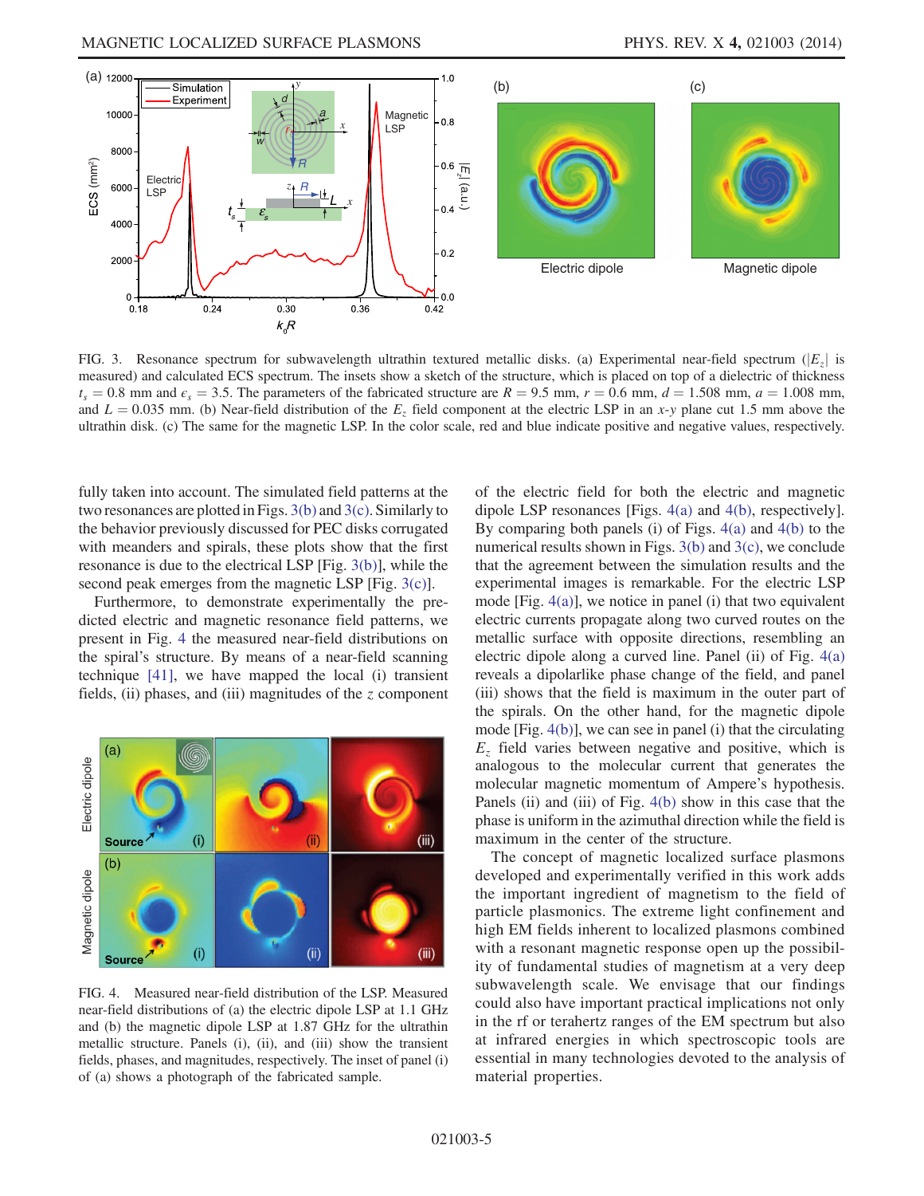FIG. 3. Resonance spectrum for subwavelength ultrathin textured metallic disks. (a) Experimental near-field spectrum ($|E_z|$ is measured) and calculated ECS spectrum. The insets show a sketch of the structure, which is placed on top of a dielectric of thickness $t_s = 0.8$ mm and $\epsilon_s = 3.5$. The parameters of the fabricated structure are $R = 9.5$ mm, $r = 0.6$ mm, $d = 1.508$ mm, $a = 1.008$ mm, and $L = 0.035$ mm. (b) Near-field distribution of the $E_z$ field component at the electric LSP in an $x$-$y$ plane cut 1.5 mm above the ultrathin disk. (c) The same for the magnetic LSP. In the color scale, red and blue indicate positive and negative values, respectively.

fully taken into account. The simulated field patterns at the two resonances are plotted in Figs. 3(b) and 3(c). Similarly to the behavior previously discussed for PEC disks corrugated with meanders and spirals, these plots show that the first resonance is due to the electrical LSP [Fig. 3(b)], while the second peak emerges from the magnetic LSP [Fig. 3(c)].

Furthermore, to demonstrate experimentally the predicted electric and magnetic resonance field patterns, we present in Fig. 4 the measured near-field distributions on the spiral's structure. By means of a near-field scanning technique [41], we have mapped the local (i) transient fields, (ii) phases, and (iii) magnitudes of the $z$ component of the electric field for both the electric and magnetic dipole LSP resonances [Figs. 4(a) and 4(b), respectively]. By comparing both panels (i) of Figs. 4(a) and 4(b) to the numerical results shown in Figs. 3(b) and 3(c), we conclude that the agreement between the simulation results and the experimental images is remarkable. For the electric LSP mode [Fig. 4(a)], we notice in panel (i) that two equivalent electric currents propagate along two curved routes on the metallic surface with opposite directions, resembling an electric dipole along a curved line. Panel (ii) of Fig. 4(a) reveals a dipolarlike phase change of the field, and panel (iii) shows that the field is maximum in the outer part of the spirals. On the other hand, for the magnetic dipole mode [Fig. 4(b)], we can see in panel (i) that the circulating $E_z$ field varies between negative and positive, which is analogous to the molecular current that generates the molecular magnetic momentum of Ampere's hypothesis. Panels (ii) and (iii) of Fig. 4(b) show in this case that the phase is uniform in the azimuthal direction while the field is maximum in the center of the structure.

FIG. 4. Measured near-field distribution of the LSP. Measured near-field distributions of (a) the electric dipole LSP at 1.1 GHz and (b) the magnetic dipole LSP at 1.87 GHz for the ultrathin metallic structure. Panels (i), (ii), and (iii) show the transient fields, phases, and magnitudes, respectively. The inset of panel (i) of (a) shows a photograph of the fabricated sample.

The concept of magnetic localized surface plasmons developed and experimentally verified in this work adds the important ingredient of magnetism to the field of particle plasmonics. The extreme light confinement and high EM fields inherent to localized plasmons combined with a resonant magnetic response open up the possibility of fundamental studies of magnetism at a very deep subwavelength scale. We envisage that our findings could also have important practical implications not only in the rf or terahertz ranges of the EM spectrum but also at infrared energies in which spectroscopic tools are essential in many technologies devoted to the analysis of material properties.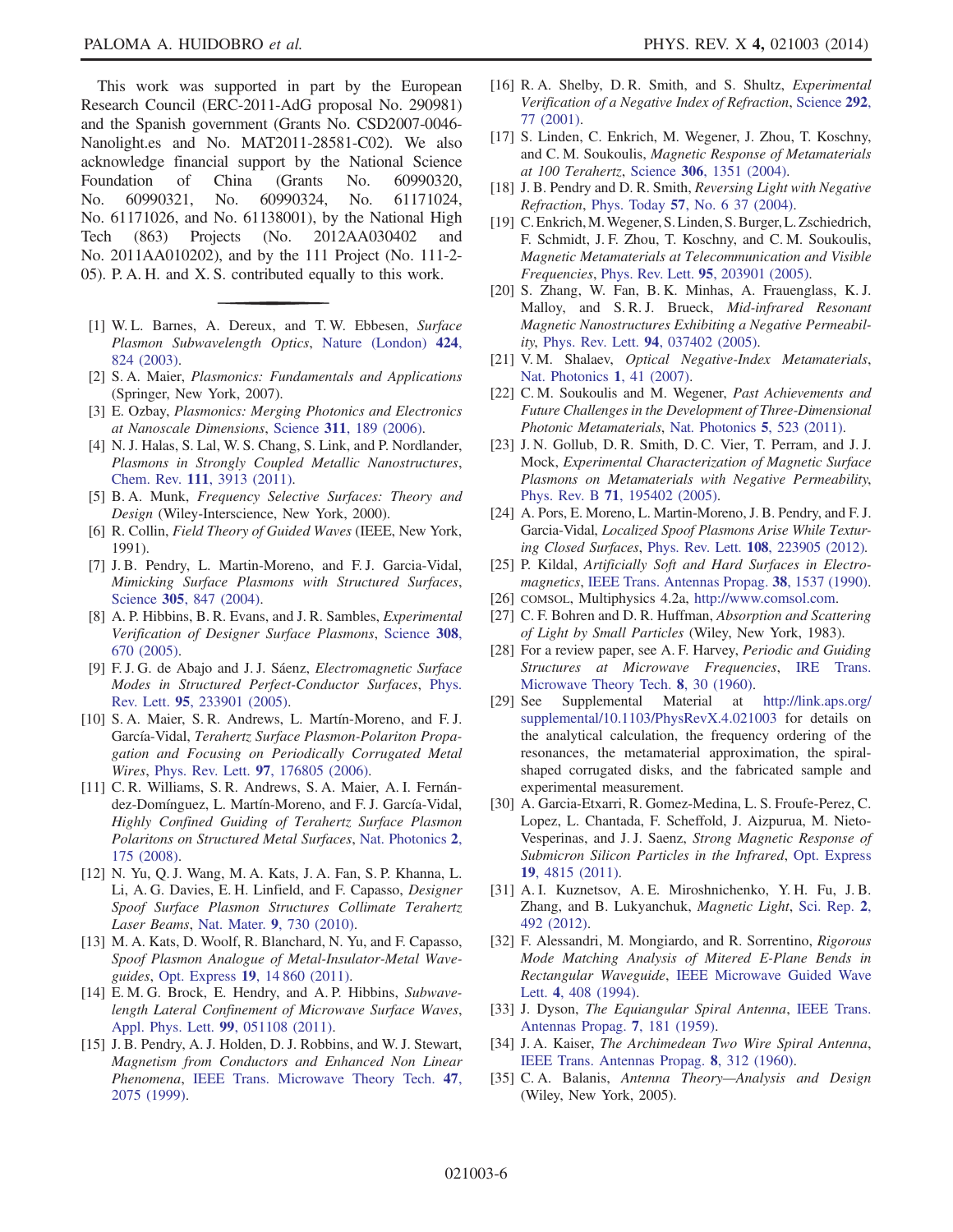This work was supported in part by the European Research Council (ERC-2011-AdG proposal No. 290981) and the Spanish government (Grants No. CSD2007-0046-Nanolight.es and No. MAT2011-28581-C02). We also acknowledge financial support by the National Science Foundation of China (Grants No. 60990320, No. 60990321, No. 60990324, No. 61171024, No. 61171026, and No. 61138001), by the National High Tech (863) Projects (No. 2012AA030402 and No. 2011AA010202), and by the 111 Project (No. 111-2-05). P. A. H. and X. S. contributed equally to this work.

---

[1] W. L. Barnes, A. Dereux, and T. W. Ebbesen, *Surface Plasmon Subwavelength Optics*, Nature (London) **424**, 824 (2003).

[2] S. A. Maier, *Plasmonics: Fundamentals and Applications* (Springer, New York, 2007).

[3] E. Ozbay, *Plasmonics: Merging Photonics and Electronics at Nanoscale Dimensions*, Science **311**, 189 (2006).

[4] N. J. Halas, S. Lal, W. S. Chang, S. Link, and P. Nordlander, *Plasmons in Strongly Coupled Metallic Nanostructures*, Chem. Rev. **111**, 3913 (2011).

[5] B. A. Munk, *Frequency Selective Surfaces: Theory and Design* (Wiley-Interscience, New York, 2000).

[6] R. Collin, *Field Theory of Guided Waves* (IEEE, New York, 1991).

[7] J. B. Pendry, L. Martin-Moreno, and F. J. Garcia-Vidal, *Mimicking Surface Plasmons with Structured Surfaces*, Science **305**, 847 (2004).

[8] A. P. Hibbins, B. R. Evans, and J. R. Sambles, *Experimental Verification of Designer Surface Plasmons*, Science **308**, 670 (2005).

[9] F. J. G. de Abajo and J. J. Sáenz, *Electromagnetic Surface Modes in Structured Perfect-Conductor Surfaces*, Phys. Rev. Lett. **95**, 233901 (2005).

[10] S. A. Maier, S. R. Andrews, L. Martín-Moreno, and F. J. García-Vidal, *Terahertz Surface Plasmon-Polariton Propagation and Focusing on Periodically Corrugated Metal Wires*, Phys. Rev. Lett. **97**, 176805 (2006).

[11] C. R. Williams, S. R. Andrews, S. A. Maier, A. I. Fernández-Domínguez, L. Martín-Moreno, and F. J. García-Vidal, *Highly Confined Guiding of Terahertz Surface Plasmon Polaritons on Structured Metal Surfaces*, Nat. Photonics **2**, 175 (2008).

[12] N. Yu, Q. J. Wang, M. A. Kats, J. A. Fan, S. P. Khanna, L. Li, A. G. Davies, E. H. Linfield, and F. Capasso, *Designer Spoof Surface Plasmon Structures Collimate Terahertz Laser Beams*, Nat. Mater. **9**, 730 (2010).

[13] M. A. Kats, D. Woolf, R. Blanchard, N. Yu, and F. Capasso, *Spoof Plasmon Analogue of Metal-Insulator-Metal Waveguides*, Opt. Express **19**, 14 860 (2011).

[14] E. M. G. Brock, E. Hendry, and A. P. Hibbins, *Subwavelength Lateral Confinement of Microwave Surface Waves*, Appl. Phys. Lett. **99**, 051108 (2011).

[15] J. B. Pendry, A. J. Holden, D. J. Robbins, and W. J. Stewart, *Magnetism from Conductors and Enhanced Non Linear Phenomena*, IEEE Trans. Microwave Theory Tech. **47**, 2075 (1999).

[16] R. A. Shelby, D. R. Smith, and S. Shultz, *Experimental Verification of a Negative Index of Refraction*, Science **292**, 77 (2001).

[17] S. Linden, C. Enkrich, M. Wegener, J. Zhou, T. Koschny, and C. M. Soukoulis, *Magnetic Response of Metamaterials at 100 Terahertz*, Science **306**, 1351 (2004).

[18] J. B. Pendry and D. R. Smith, *Reversing Light with Negative Refraction*, Phys. Today **57**, No. 6 37 (2004).

[19] C. Enkrich, M. Wegener, S. Linden, S. Burger, L. Zschiedrich, F. Schmidt, J. F. Zhou, T. Koschny, and C. M. Soukoulis, *Magnetic Metamaterials at Telecommunication and Visible Frequencies*, Phys. Rev. Lett. **95**, 203901 (2005).

[20] S. Zhang, W. Fan, B. K. Minhas, A. Frauenglass, K. J. Malloy, and S. R. J. Brueck, *Mid-infrared Resonant Magnetic Nanostructures Exhibiting a Negative Permeability*, Phys. Rev. Lett. **94**, 037402 (2005).

[21] V. M. Shalaev, *Optical Negative-Index Metamaterials*, Nat. Photonics **1**, 41 (2007).

[22] C. M. Soukoulis and M. Wegener, *Past Achievements and Future Challenges in the Development of Three-Dimensional Photonic Metamaterials*, Nat. Photonics **5**, 523 (2011).

[23] J. N. Gollub, D. R. Smith, D. C. Vier, T. Perram, and J. J. Mock, *Experimental Characterization of Magnetic Surface Plasmons on Metamaterials with Negative Permeability*, Phys. Rev. B **71**, 195402 (2005).

[24] A. Pors, E. Moreno, L. Martin-Moreno, J. B. Pendry, and F. J. Garcia-Vidal, *Localized Spoof Plasmons Arise While Texturing Closed Surfaces*, Phys. Rev. Lett. **108**, 223905 (2012).

[25] P. Kildal, *Artificially Soft and Hard Surfaces in Electromagnetics*, IEEE Trans. Antennas Propag. **38**, 1537 (1990).

[26] COMSOL, Multiphysics 4.2a, http://www.comsol.com.

[27] C. F. Bohren and D. R. Huffman, *Absorption and Scattering of Light by Small Particles* (Wiley, New York, 1983).

[28] For a review paper, see A. F. Harvey, *Periodic and Guiding Structures at Microwave Frequencies*, IRE Trans. Microwave Theory Tech. **8**, 30 (1960).

[29] See Supplemental Material at http://link.aps.org/supplemental/10.1103/PhysRevX.4.021003 for details on the analytical calculation, the frequency ordering of the resonances, the metamaterial approximation, the spiral-shaped corrugated disks, and the fabricated sample and experimental measurement.

[30] A. Garcia-Etxarri, R. Gomez-Medina, L. S. Froufe-Perez, C. Lopez, L. Chantada, F. Scheffold, J. Aizpurua, M. Nieto-Vesperinas, and J. J. Saenz, *Strong Magnetic Response of Submicron Silicon Particles in the Infrared*, Opt. Express **19**, 4815 (2011).

[31] A. I. Kuznetsov, A. E. Miroshnichenko, Y. H. Fu, J. B. Zhang, and B. Lukyanchuk, *Magnetic Light*, Sci. Rep. **2**, 492 (2012).

[32] F. Alessandri, M. Mongiardo, and R. Sorrentino, *Rigorous Mode Matching Analysis of Mitered E-Plane Bends in Rectangular Waveguide*, IEEE Microwave Guided Wave Lett. **4**, 408 (1994).

[33] J. Dyson, *The Equiangular Spiral Antenna*, IEEE Trans. Antennas Propag. **7**, 181 (1959).

[34] J. A. Kaiser, *The Archimedean Two Wire Spiral Antenna*, IEEE Trans. Antennas Propag. **8**, 312 (1960).

[35] C. A. Balanis, *Antenna Theory—Analysis and Design* (Wiley, New York, 2005).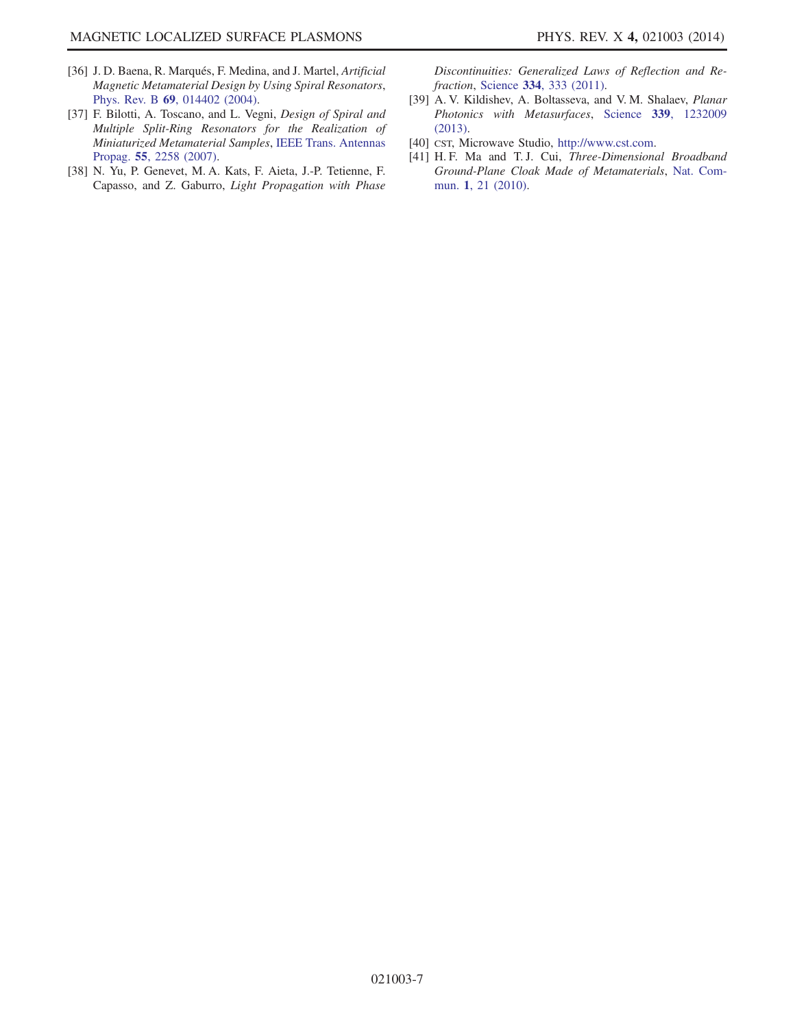[36] J. D. Baena, R. Marqués, F. Medina, and J. Martel, *Artificial Magnetic Metamaterial Design by Using Spiral Resonators*, Phys. Rev. B **69**, 014402 (2004).

[37] F. Bilotti, A. Toscano, and L. Vegni, *Design of Spiral and Multiple Split-Ring Resonators for the Realization of Miniaturized Metamaterial Samples*, IEEE Trans. Antennas Propag. **55**, 2258 (2007).

[38] N. Yu, P. Genevet, M. A. Kats, F. Aieta, J.-P. Tetienne, F. Capasso, and Z. Gaburro, *Light Propagation with Phase Discontinuities: Generalized Laws of Reflection and Refraction*, Science **334**, 333 (2011).

[39] A. V. Kildishev, A. Boltasseva, and V. M. Shalaev, *Planar Photonics with Metasurfaces*, Science **339**, 1232009 (2013).

[40] CST, Microwave Studio, http://www.cst.com.

[41] H. F. Ma and T. J. Cui, *Three-Dimensional Broadband Ground-Plane Cloak Made of Metamaterials*, Nat. Commun. **1**, 21 (2010).